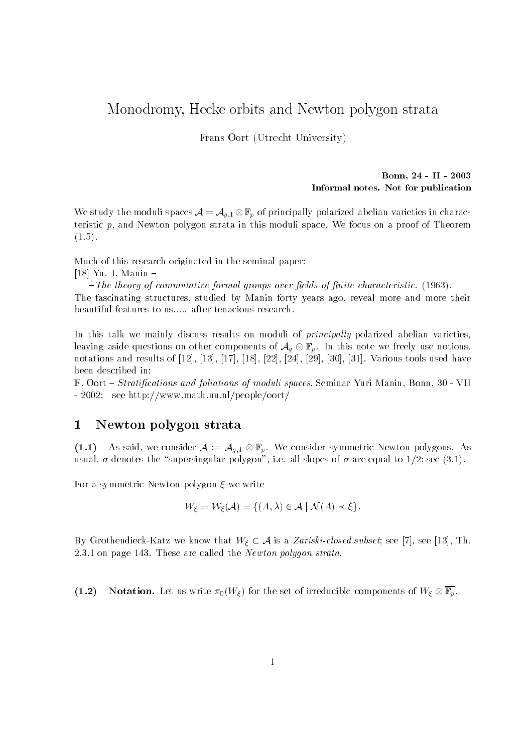# Monodromy, Hecke orbits and Newton polygon strata

Frans Oort (Utrecht University)

**Bonn, 24 - II - 2003**
**Informal notes. Not for publication**

We study the moduli spaces $\mathcal{A} = \mathcal{A}_{g,1} \otimes \mathbb{F}_p$ of principally polarized abelian varieties in characteristic $p$, and Newton polygon strata in this moduli space. We focus on a proof of Theorem (1.5).

Much of this research originated in the seminal paper:
[18] Yu. I. Manin –
 – *The theory of commutative formal groups over fields of finite characteristic.* (1963).
The fascinating structures, studied by Manin forty years ago, reveal more and more their beautiful features to us..... after tenacious research.

In this talk we mainly discuss results on moduli of *principally* polarized abelian varieties, leaving aside questions on other components of $\mathcal{A}_g \otimes \mathbb{F}_p$. In this note we freely use notions, notations and results of [12], [13], [17], [18], [22], [24], [29], [30], [31]. Various tools used have been described in:
F. Oort – *Stratifications and foliations of moduli spaces*, Seminar Yuri Manin, Bonn, 30 - VII - 2002; see http://www.math.uu.nl/people/oort/

## 1 Newton polygon strata

**(1.1)** As said, we consider $\mathcal{A} := \mathcal{A}_{g,1} \otimes \mathbb{F}_p$. We consider symmetric Newton polygons. As usual, $\sigma$ denotes the "supersingular polygon", i.e. all slopes of $\sigma$ are equal to $1/2$; see (3.1).

For a symmetric Newton polygon $\xi$ we write

$$W_\xi = \mathcal{W}_\xi(\mathcal{A}) = \{(A, \lambda) \in \mathcal{A} \mid \mathcal{N}(A) \prec \xi\}.$$

By Grothendieck-Katz we know that $W_\xi \subset \mathcal{A}$ is a *Zariski-closed subset*; see [7], see [13], Th. 2.3.1 on page 143. These are called the *Newton polygon strata*.

**(1.2)** **Notation.** Let us write $\pi_0(W_\xi)$ for the set of irreducible components of $W_\xi \otimes \overline{\mathbb{F}_p}$.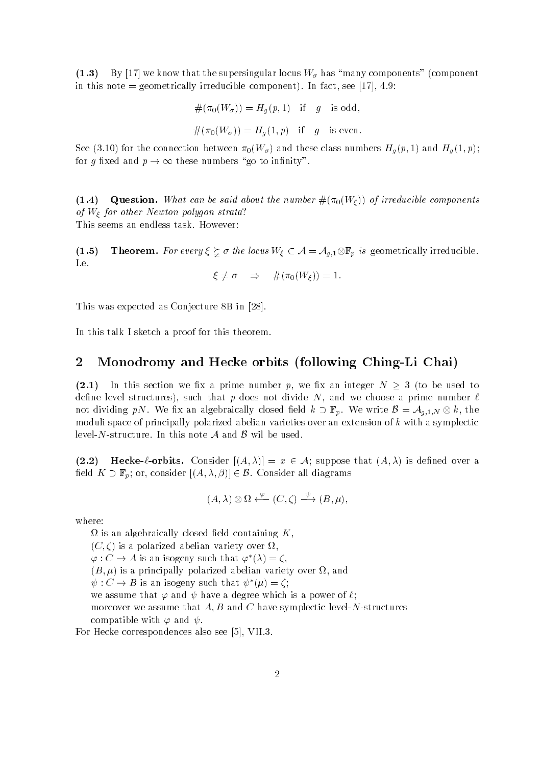**(1.3)** By [17] we know that the supersingular locus $W_\sigma$ has "many components" (component in this note = geometrically irreducible component). In fact, see [17], 4.9:

$$\#(\pi_0(W_\sigma)) = H_g(p, 1) \quad \text{if} \quad g \quad \text{is odd},$$

$$\#(\pi_0(W_\sigma)) = H_g(1, p) \quad \text{if} \quad g \quad \text{is even}.$$

See (3.10) for the connection between $\pi_0(W_\sigma)$ and these class numbers $H_g(p, 1)$ and $H_g(1, p)$; for $g$ fixed and $p \to \infty$ these numbers "go to infinity".

**(1.4)** **Question.** *What can be said about the number $\#(\pi_0(W_\xi))$ of irreducible components of $W_\xi$ for other Newton polygon strata?*

This seems an endless task. However:

**(1.5)** **Theorem.** *For every $\xi \supsetneq \sigma$ the locus $W_\xi \subset \mathcal{A} = \mathcal{A}_{g,1} \otimes \mathbb{F}_p$ is* geometrically irreducible. I.e.

$$\xi \neq \sigma \quad \Rightarrow \quad \#(\pi_0(W_\xi)) = 1.$$

This was expected as Conjecture 8B in [28].

In this talk I sketch a proof for this theorem.

## 2 Monodromy and Hecke orbits (following Ching-Li Chai)

**(2.1)** In this section we fix a prime number $p$, we fix an integer $N \geq 3$ (to be used to define level structures), such that $p$ does not divide $N$, and we choose a prime number $\ell$ not dividing $pN$. We fix an algebraically closed field $k \supset \mathbb{F}_p$. We write $\mathcal{B} = \mathcal{A}_{g,1,N} \otimes k$, the moduli space of principally polarized abelian varieties over an extension of $k$ with a symplectic level-$N$-structure. In this note $\mathcal{A}$ and $\mathcal{B}$ wil be used.

**(2.2)** **Hecke-$\ell$-orbits.** Consider $[(A, \lambda)] = x \in \mathcal{A}$; suppose that $(A, \lambda)$ is defined over a field $K \supset \mathbb{F}_p$; or, consider $[(A, \lambda, \beta)] \in \mathcal{B}$. Consider all diagrams

$$(A, \lambda) \otimes \Omega \xleftarrow{\varphi} (C, \zeta) \xrightarrow{\psi} (B, \mu),$$

where:

$\Omega$ is an algebraically closed field containing $K$,
$(C, \zeta)$ is a polarized abelian variety over $\Omega$,
$\varphi : C \to A$ is an isogeny such that $\varphi^*(\lambda) = \zeta$,
$(B, \mu)$ is a principally polarized abelian variety over $\Omega$, and
$\psi : C \to B$ is an isogeny such that $\psi^*(\mu) = \zeta$;
we assume that $\varphi$ and $\psi$ have a degree which is a power of $\ell$;
moreover we assume that $A$, $B$ and $C$ have symplectic level-$N$-structures compatible with $\varphi$ and $\psi$.

For Hecke correspondences also see [5], VII.3.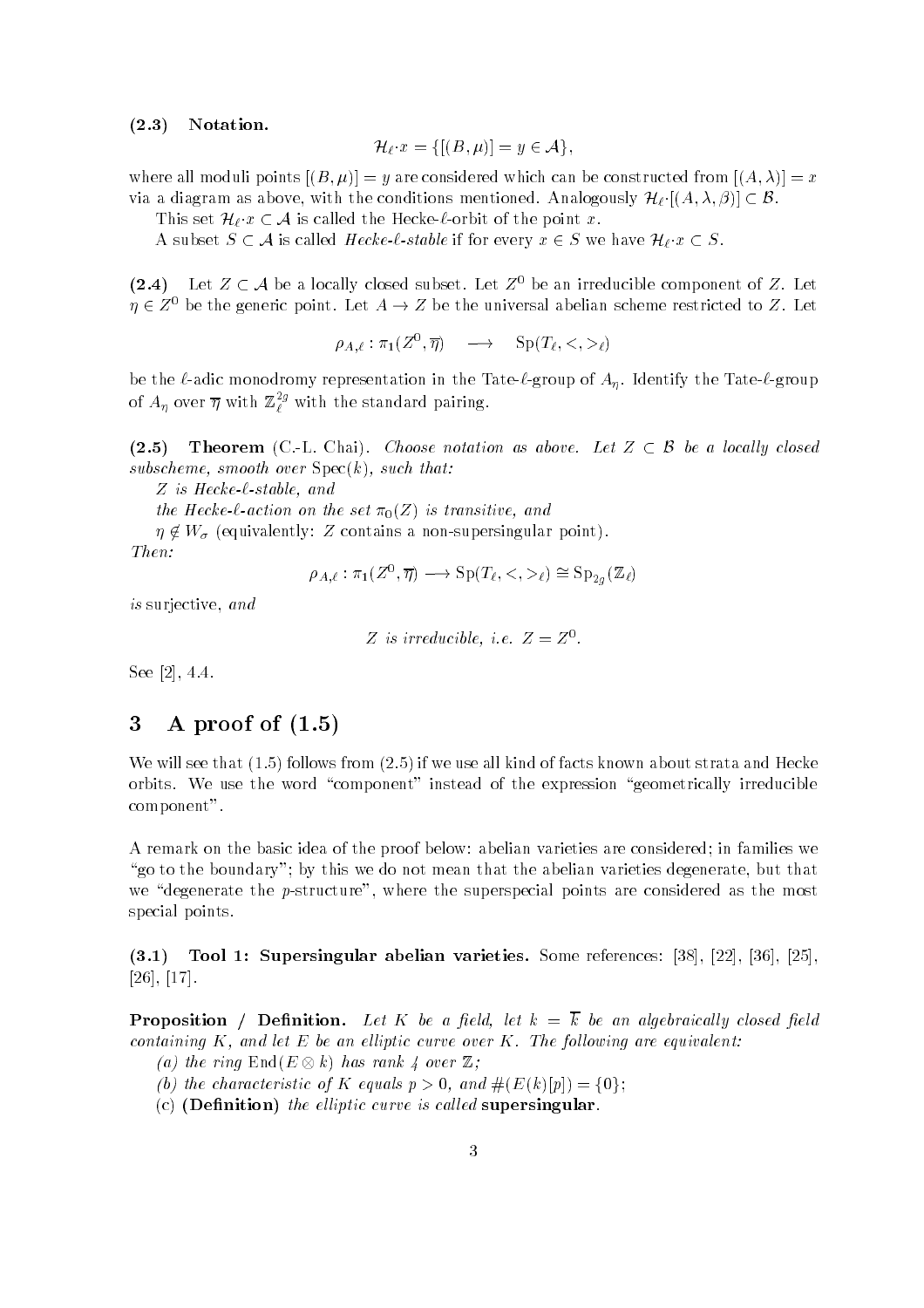**(2.3) Notation.**

$$\mathcal{H}_\ell \cdot x = \{[(B,\mu)] = y \in \mathcal{A}\},$$

where all moduli points $[(B,\mu)] = y$ are considered which can be constructed from $[(A,\lambda)] = x$ via a diagram as above, with the conditions mentioned. Analogously $\mathcal{H}_\ell \cdot [(A,\lambda,\beta)] \subset \mathcal{B}$.

This set $\mathcal{H}_\ell \cdot x \subset \mathcal{A}$ is called the Hecke-$\ell$-orbit of the point $x$.

A subset $S \subset \mathcal{A}$ is called *Hecke-$\ell$-stable* if for every $x \in S$ we have $\mathcal{H}_\ell \cdot x \subset S$.

**(2.4)** Let $Z \subset \mathcal{A}$ be a locally closed subset. Let $Z^0$ be an irreducible component of $Z$. Let $\eta \in Z^0$ be the generic point. Let $A \to Z$ be the universal abelian scheme restricted to $Z$. Let

$$\rho_{A,\ell} : \pi_1(Z^0, \overline{\eta}) \quad \longrightarrow \quad \mathrm{Sp}(T_\ell, <,>_\ell)$$

be the $\ell$-adic monodromy representation in the Tate-$\ell$-group of $A_\eta$. Identify the Tate-$\ell$-group of $A_\eta$ over $\overline{\eta}$ with $\mathbb{Z}_\ell^{2g}$ with the standard pairing.

**(2.5) Theorem** (C.-L. Chai). *Choose notation as above. Let $Z \subset \mathcal{B}$ be a locally closed subscheme, smooth over* $\mathrm{Spec}(k)$*, such that:*

*$Z$ is Hecke-$\ell$-stable, and*

*the Hecke-$\ell$-action on the set $\pi_0(Z)$ is transitive, and*

*$\eta \notin W_\sigma$* (equivalently: $Z$ contains a non-supersingular point).

*Then:*

$$\rho_{A,\ell} : \pi_1(Z^0, \overline{\eta}) \longrightarrow \mathrm{Sp}(T_\ell, <,>_\ell) \cong \mathrm{Sp}_{2g}(\mathbb{Z}_\ell)$$

*is* surjective, *and*

$$Z \text{ is irreducible, i.e. } Z = Z^0.$$

See [2], 4.4.

# 3 A proof of (1.5)

We will see that (1.5) follows from (2.5) if we use all kind of facts known about strata and Hecke orbits. We use the word "component" instead of the expression "geometrically irreducible component".

A remark on the basic idea of the proof below: abelian varieties are considered; in families we "go to the boundary"; by this we do not mean that the abelian varieties degenerate, but that we "degenerate the $p$-structure", where the superspecial points are considered as the most special points.

**(3.1) Tool 1: Supersingular abelian varieties.** Some references: [38], [22], [36], [25], [26], [17].

**Proposition / Definition.** *Let $K$ be a field, let $k = \overline{k}$ be an algebraically closed field containing $K$, and let $E$ be an elliptic curve over $K$. The following are equivalent:*

*(a) the ring $\mathrm{End}(E \otimes k)$ has rank 4 over $\mathbb{Z}$;*

*(b) the characteristic of $K$ equals $p > 0$, and $\#(E(k)[p]) = \{0\}$;*

*(c)* **(Definition)** *the elliptic curve is called* **supersingular**.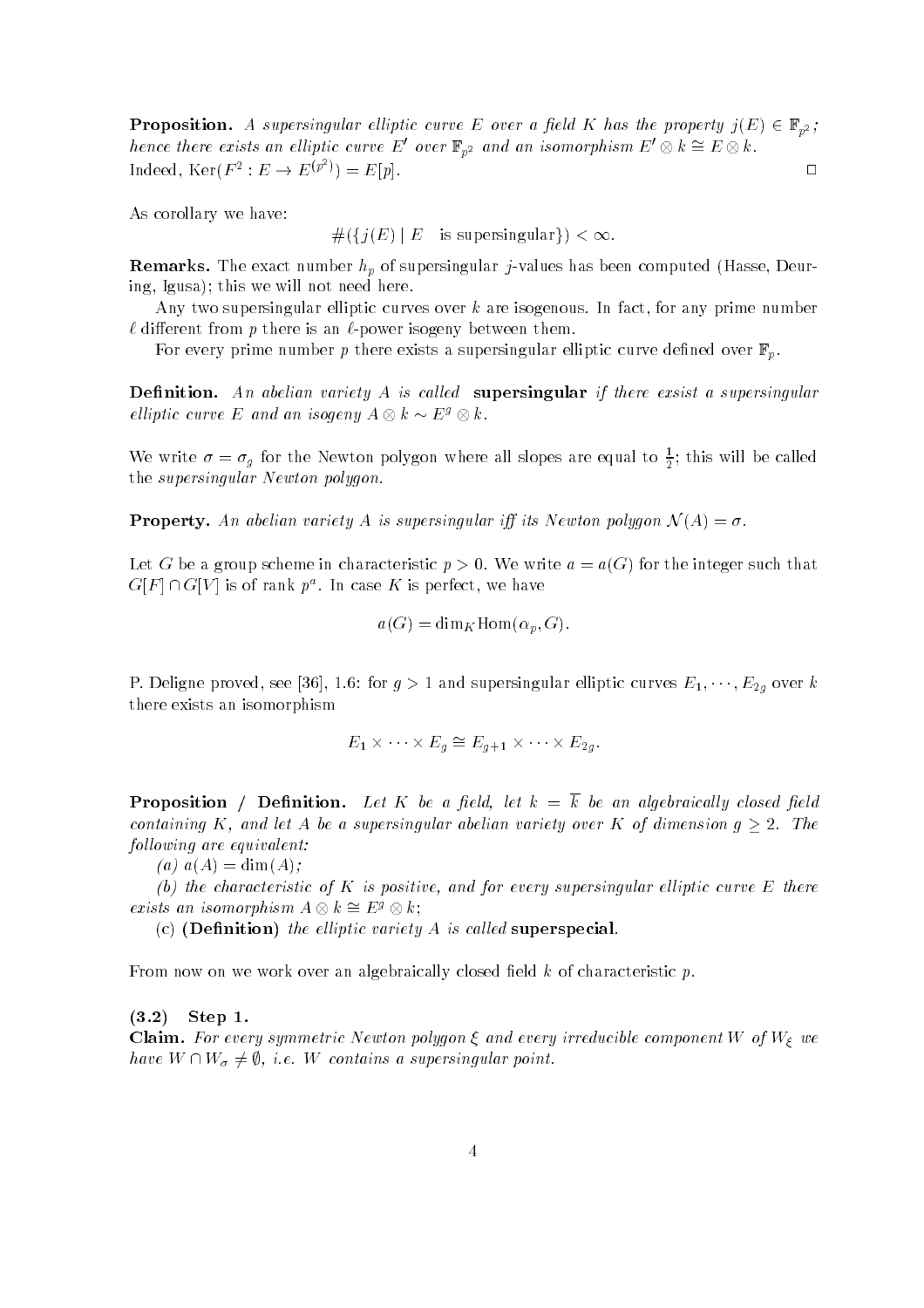**Proposition.** *A supersingular elliptic curve $E$ over a field $K$ has the property $j(E) \in \mathbb{F}_{p^2}$; hence there exists an elliptic curve $E'$ over $\mathbb{F}_{p^2}$ and an isomorphism $E' \otimes k \cong E \otimes k$.*
Indeed, $\mathrm{Ker}(F^2 : E \to E^{(p^2)}) = E[p]$. □

As corollary we have:

$$\#(\{j(E) \mid E \quad \text{is supersingular}\}) < \infty.$$

**Remarks.** The exact number $h_p$ of supersingular $j$-values has been computed (Hasse, Deuring, Igusa); this we will not need here.

Any two supersingular elliptic curves over $k$ are isogenous. In fact, for any prime number $\ell$ different from $p$ there is an $\ell$-power isogeny between them.

For every prime number $p$ there exists a supersingular elliptic curve defined over $\mathbb{F}_p$.

**Definition.** *An abelian variety $A$ is called* **supersingular** *if there exist a supersingular elliptic curve $E$ and an isogeny $A \otimes k \sim E^g \otimes k$.*

We write $\sigma = \sigma_g$ for the Newton polygon where all slopes are equal to $\frac{1}{2}$; this will be called the *supersingular Newton polygon*.

**Property.** *An abelian variety $A$ is supersingular iff its Newton polygon $\mathcal{N}(A) = \sigma$.*

Let $G$ be a group scheme in characteristic $p > 0$. We write $a = a(G)$ for the integer such that $G[F] \cap G[V]$ is of rank $p^a$. In case $K$ is perfect, we have

$$a(G) = \dim_K \mathrm{Hom}(\alpha_p, G).$$

P. Deligne proved, see [36], 1.6: for $g > 1$ and supersingular elliptic curves $E_1, \cdots, E_{2g}$ over $k$ there exists an isomorphism

$$E_1 \times \cdots \times E_g \cong E_{g+1} \times \cdots \times E_{2g}.$$

**Proposition / Definition.** *Let $K$ be a field, let $k = \overline{k}$ be an algebraically closed field containing $K$, and let $A$ be a supersingular abelian variety over $K$ of dimension $g \geq 2$. The following are equivalent:*

*(a) $a(A) = \dim(A)$;*

*(b) the characteristic of $K$ is positive, and for every supersingular elliptic curve $E$ there exists an isomorphism $A \otimes k \cong E^g \otimes k$;*

(c) **(Definition)** *the elliptic variety $A$ is called* **superspecial**.

From now on we work over an algebraically closed field $k$ of characteristic $p$.

**(3.2) Step 1.**
**Claim.** *For every symmetric Newton polygon $\xi$ and every irreducible component $W$ of $W_\xi$ we have $W \cap W_\sigma \neq \emptyset$, i.e. $W$ contains a supersingular point.*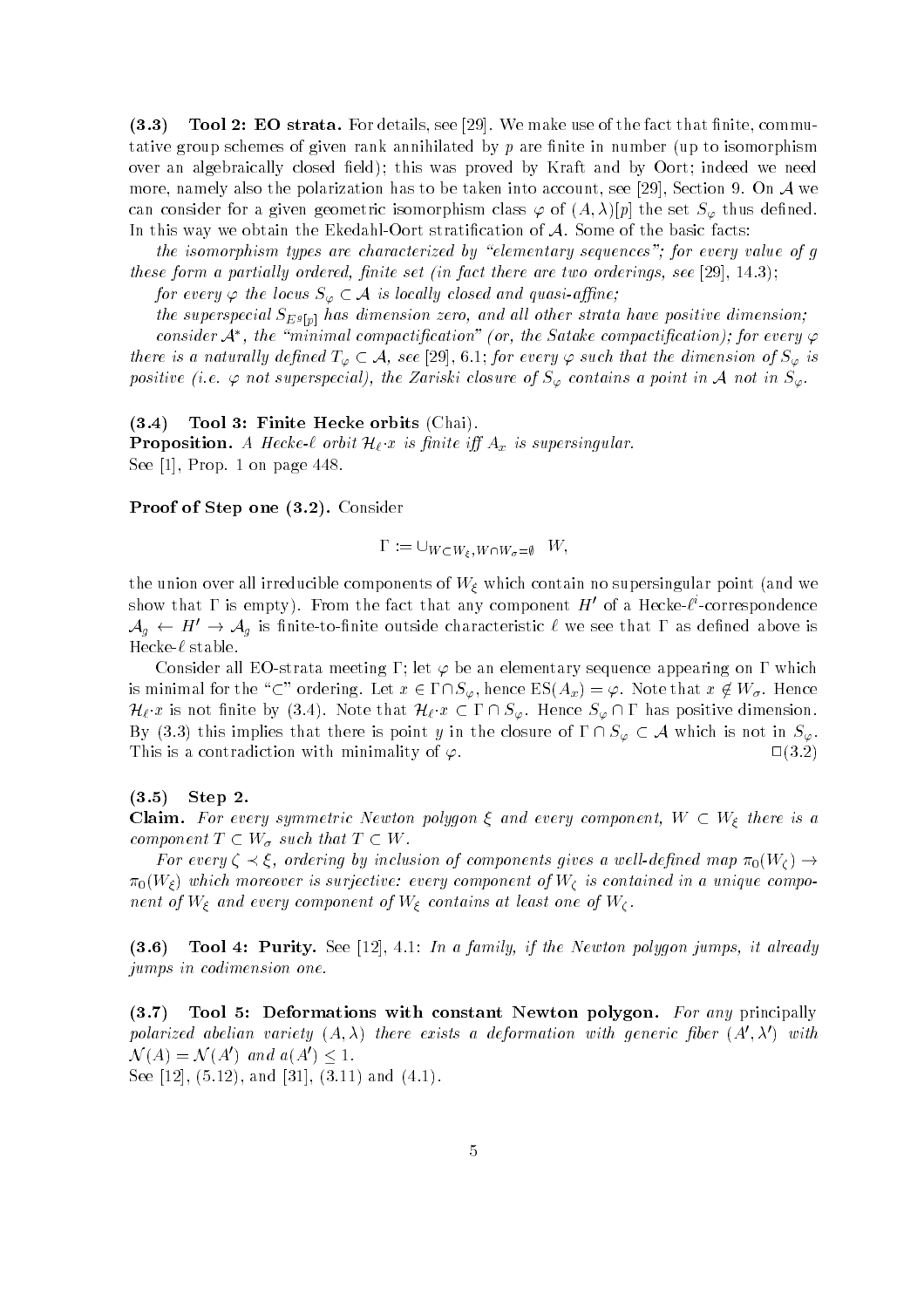**(3.3) Tool 2: EO strata.** For details, see [29]. We make use of the fact that finite, commutative group schemes of given rank annihilated by $p$ are finite in number (up to isomorphism over an algebraically closed field); this was proved by Kraft and by Oort; indeed we need more, namely also the polarization has to be taken into account, see [29], Section 9. On $\mathcal{A}$ we can consider for a given geometric isomorphism class $\varphi$ of $(A, \lambda)[p]$ the set $S_\varphi$ thus defined. In this way we obtain the Ekedahl-Oort stratification of $\mathcal{A}$. Some of the basic facts:

*the isomorphism types are characterized by "elementary sequences"; for every value of $g$ these form a partially ordered, finite set (in fact there are two orderings, see* [29], *14.3);*

*for every $\varphi$ the locus $S_\varphi \subset \mathcal{A}$ is locally closed and quasi-affine;*

*the superspecial $S_{E^g[p]}$ has dimension zero, and all other strata have positive dimension;*

*consider $\mathcal{A}^*$, the "minimal compactification" (or, the Satake compactification); for every $\varphi$ there is a naturally defined $T_\varphi \subset \mathcal{A}$, see* [29], *6.1; for every $\varphi$ such that the dimension of $S_\varphi$ is positive (i.e. $\varphi$ not superspecial), the Zariski closure of $S_\varphi$ contains a point in $\mathcal{A}$ not in $S_\varphi$.*

**(3.4) Tool 3: Finite Hecke orbits** (Chai).

**Proposition.** *A Hecke-$\ell$ orbit $\mathcal{H}_\ell{\cdot}x$ is finite iff $A_x$ is supersingular.*
See [1], Prop. 1 on page 448.

**Proof of Step one (3.2).** Consider

$$\Gamma := \cup_{W \subset W_\xi, W \cap W_\sigma = \emptyset} \quad W,$$

the union over all irreducible components of $W_\xi$ which contain no supersingular point (and we show that $\Gamma$ is empty). From the fact that any component $H'$ of a Hecke-$\ell^i$-correspondence $\mathcal{A}_g \leftarrow H' \rightarrow \mathcal{A}_g$ is finite-to-finite outside characteristic $\ell$ we see that $\Gamma$ as defined above is Hecke-$\ell$ stable.

Consider all EO-strata meeting $\Gamma$; let $\varphi$ be an elementary sequence appearing on $\Gamma$ which is minimal for the "$\subset$" ordering. Let $x \in \Gamma \cap S_\varphi$, hence $\mathrm{ES}(A_x) = \varphi$. Note that $x \notin W_\sigma$. Hence $\mathcal{H}_\ell{\cdot}x$ is not finite by (3.4). Note that $\mathcal{H}_\ell{\cdot}x \subset \Gamma \cap S_\varphi$. Hence $S_\varphi \cap \Gamma$ has positive dimension. By (3.3) this implies that there is point $y$ in the closure of $\Gamma \cap S_\varphi \subset \mathcal{A}$ which is not in $S_\varphi$. This is a contradiction with minimality of $\varphi$. $\square$(3.2)

**(3.5) Step 2.**

**Claim.** *For every symmetric Newton polygon $\xi$ and every component, $W \subset W_\xi$ there is a component $T \subset W_\sigma$ such that $T \subset W$.*

*For every $\zeta \prec \xi$, ordering by inclusion of components gives a well-defined map $\pi_0(W_\zeta) \rightarrow \pi_0(W_\xi)$ which moreover is surjective: every component of $W_\zeta$ is contained in a unique component of $W_\xi$ and every component of $W_\xi$ contains at least one of $W_\zeta$.*

**(3.6) Tool 4: Purity.** See [12], 4.1: *In a family, if the Newton polygon jumps, it already jumps in codimension one.*

**(3.7) Tool 5: Deformations with constant Newton polygon.** *For any* principally *polarized abelian variety $(A, \lambda)$ there exists a deformation with generic fiber $(A', \lambda')$ with $\mathcal{N}(A) = \mathcal{N}(A')$ and $a(A') \leq 1$.*
See [12], (5.12), and [31], (3.11) and (4.1).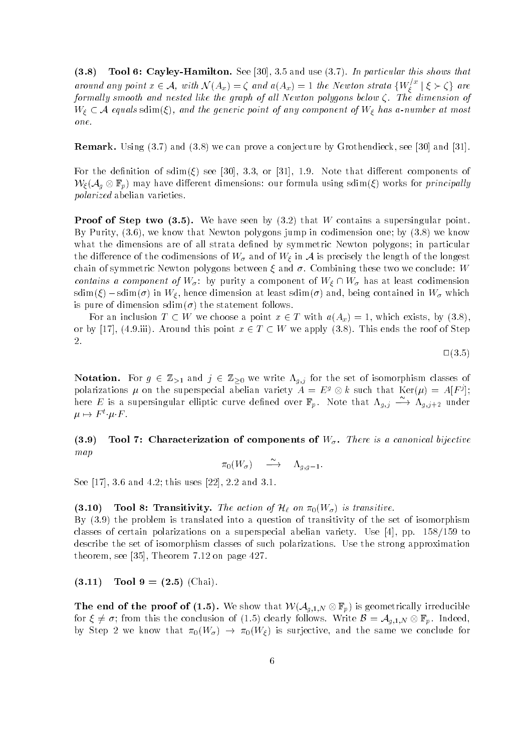**(3.8) Tool 6: Cayley-Hamilton.** See [30], 3.5 and use (3.7). *In particular this shows that around any point $x \in \mathcal{A}$, with $\mathcal{N}(A_x) = \zeta$ and $a(A_x) = 1$ the Newton strata $\{W_\xi^{/x} \mid \xi \succ \zeta\}$ are formally smooth and nested like the graph of all Newton polygons below $\zeta$. The dimension of $W_\xi \subset \mathcal{A}$ equals* $\mathrm{sdim}(\xi)$, *and the generic point of any component of $W_\xi$ has a-number at most one.*

**Remark.** Using (3.7) and (3.8) we can prove a conjecture by Grothendieck, see [30] and [31].

For the definition of $\mathrm{sdim}(\xi)$ see [30], 3.3, or [31], 1.9. Note that different components of $\mathcal{W}_\xi(\mathcal{A}_g \otimes \mathbb{F}_p)$ may have different dimensions: our formula using $\mathrm{sdim}(\xi)$ works for *principally polarized* abelian varieties.

**Proof of Step two (3.5).** We have seen by (3.2) that $W$ contains a supersingular point. By Purity, (3.6), we know that Newton polygons jump in codimension one; by (3.8) we know what the dimensions are of all strata defined by symmetric Newton polygons; in particular the difference of the codimensions of $W_\sigma$ and of $W_\xi$ in $\mathcal{A}$ is precisely the length of the longest chain of symmetric Newton polygons between $\xi$ and $\sigma$. Combining these two we conclude: *$W$ contains a component of $W_\sigma$*: by purity a component of $W_\xi \cap W_\sigma$ has at least codimension $\mathrm{sdim}(\xi) - \mathrm{sdim}(\sigma)$ in $W_\xi$, hence dimension at least $\mathrm{sdim}(\sigma)$ and, being contained in $W_\sigma$ which is pure of dimension $\mathrm{sdim}(\sigma)$ the statement follows.

For an inclusion $T \subset W$ we choose a point $x \in T$ with $a(A_x) = 1$, which exists, by (3.8), or by [17], (4.9.iii). Around this point $x \in T \subset W$ we apply (3.8). This ends the roof of Step 2.

$\square$(3.5)

**Notation.** For $g \in \mathbb{Z}_{>1}$ and $j \in \mathbb{Z}_{\geq 0}$ we write $\Lambda_{g,j}$ for the set of isomorphism classes of polarizations $\mu$ on the superspecial abelian variety $A = E^g \otimes k$ such that $\mathrm{Ker}(\mu) = A[F^j]$; here $E$ is a supersingular elliptic curve defined over $\mathbb{F}_p$. Note that $\Lambda_{g,j} \xrightarrow{\sim} \Lambda_{g,j+2}$ under $\mu \mapsto F^t{\cdot}\mu{\cdot}F$.

**(3.9) Tool 7: Characterization of components of $W_\sigma$.** *There is a canonical bijective map*

$$\pi_0(W_\sigma) \quad \xrightarrow{\sim} \quad \Lambda_{g,g-1}.$$

See [17], 3.6 and 4.2; this uses [22], 2.2 and 3.1.

**(3.10) Tool 8: Transitivity.** *The action of $\mathcal{H}_\ell$ on $\pi_0(W_\sigma)$ is transitive.*
By (3.9) the problem is translated into a question of transitivity of the set of isomorphism classes of certain polarizations on a superspecial abelian variety. Use [4], pp. 158/159 to describe the set of isomorphism classes of such polarizations. Use the strong approximation theorem, see [35], Theorem 7.12 on page 427.

**(3.11) Tool 9 = (2.5)** (Chai).

**The end of the proof of (1.5).** We show that $\mathcal{W}(\mathcal{A}_{g,1,N} \otimes \mathbb{F}_p)$ is geometrically irreducible for $\xi \neq \sigma$; from this the conclusion of (1.5) clearly follows. Write $\mathcal{B} = \mathcal{A}_{g,1,N} \otimes \mathbb{F}_p$. Indeed, by Step 2 we know that $\pi_0(W_\sigma) \to \pi_0(W_\xi)$ is surjective, and the same we conclude for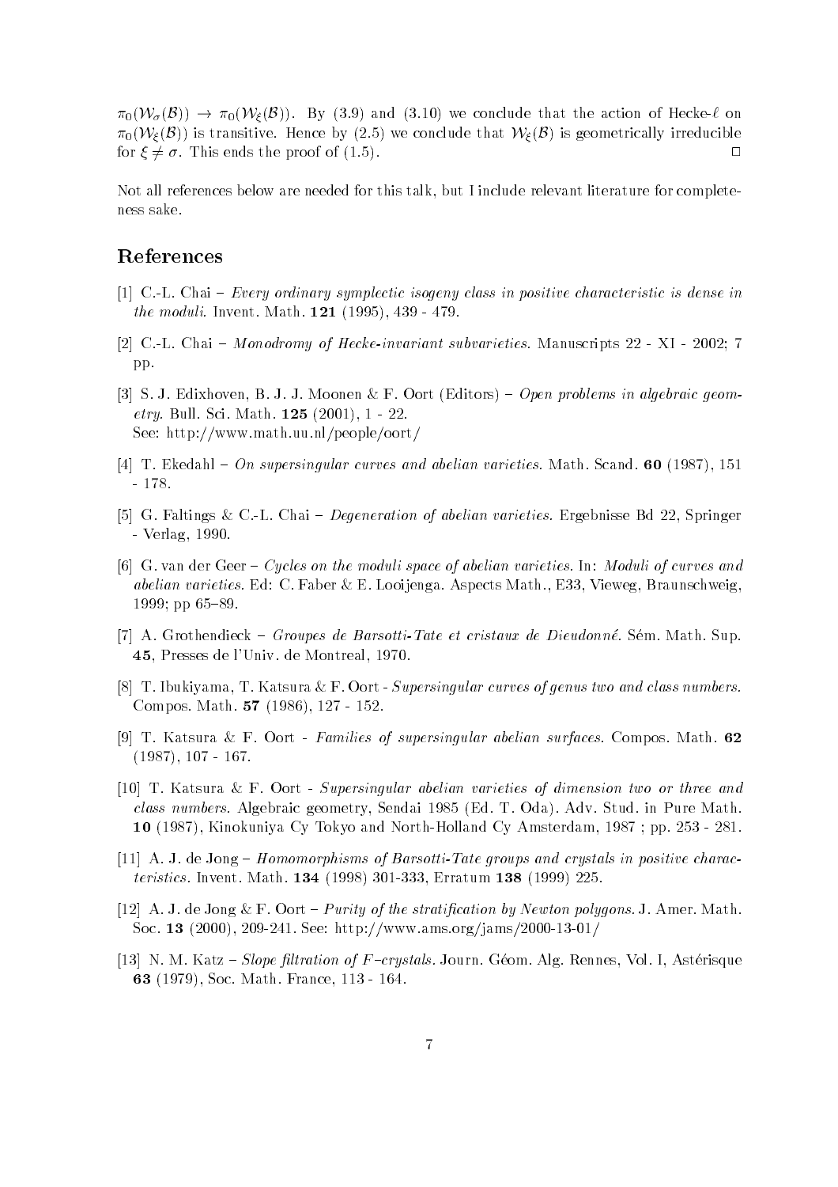$\pi_0(\mathcal{W}_\sigma(\mathcal{B})) \to \pi_0(\mathcal{W}_\xi(\mathcal{B}))$. By (3.9) and (3.10) we conclude that the action of Hecke-$\ell$ on $\pi_0(\mathcal{W}_\xi(\mathcal{B}))$ is transitive. Hence by (2.5) we conclude that $\mathcal{W}_\xi(\mathcal{B})$ is geometrically irreducible for $\xi \neq \sigma$. This ends the proof of (1.5). $\square$

Not all references below are needed for this talk, but I include relevant literature for completeness sake.

## References

[1] C.-L. Chai – *Every ordinary symplectic isogeny class in positive characteristic is dense in the moduli.* Invent. Math. **121** (1995), 439 - 479.

[2] C.-L. Chai – *Monodromy of Hecke-invariant subvarieties.* Manuscripts 22 - XI - 2002; 7 pp.

[3] S. J. Edixhoven, B. J. J. Moonen & F. Oort (Editors) – *Open problems in algebraic geometry.* Bull. Sci. Math. **125** (2001), 1 - 22.
See: http://www.math.uu.nl/people/oort/

[4] T. Ekedahl – *On supersingular curves and abelian varieties.* Math. Scand. **60** (1987), 151 - 178.

[5] G. Faltings & C.-L. Chai – *Degeneration of abelian varieties.* Ergebnisse Bd 22, Springer - Verlag, 1990.

[6] G. van der Geer – *Cycles on the moduli space of abelian varieties.* In: *Moduli of curves and abelian varieties.* Ed: C. Faber & E. Looijenga. Aspects Math., E33, Vieweg, Braunschweig, 1999; pp 65–89.

[7] A. Grothendieck – *Groupes de Barsotti-Tate et cristaux de Dieudonné.* Sém. Math. Sup. **45**, Presses de l'Univ. de Montreal, 1970.

[8] T. Ibukiyama, T. Katsura & F. Oort - *Supersingular curves of genus two and class numbers.* Compos. Math. **57** (1986), 127 - 152.

[9] T. Katsura & F. Oort - *Families of supersingular abelian surfaces.* Compos. Math. **62** (1987), 107 - 167.

[10] T. Katsura & F. Oort - *Supersingular abelian varieties of dimension two or three and class numbers.* Algebraic geometry, Sendai 1985 (Ed. T. Oda). Adv. Stud. in Pure Math. **10** (1987), Kinokuniya Cy Tokyo and North-Holland Cy Amsterdam, 1987 ; pp. 253 - 281.

[11] A. J. de Jong – *Homomorphisms of Barsotti-Tate groups and crystals in positive characteristics.* Invent. Math. **134** (1998) 301-333, Erratum **138** (1999) 225.

[12] A. J. de Jong & F. Oort – *Purity of the stratification by Newton polygons.* J. Amer. Math. Soc. **13** (2000), 209-241. See: http://www.ams.org/jams/2000-13-01/

[13] N. M. Katz – *Slope filtration of F–crystals.* Journ. Géom. Alg. Rennes, Vol. I, Astérisque **63** (1979), Soc. Math. France, 113 - 164.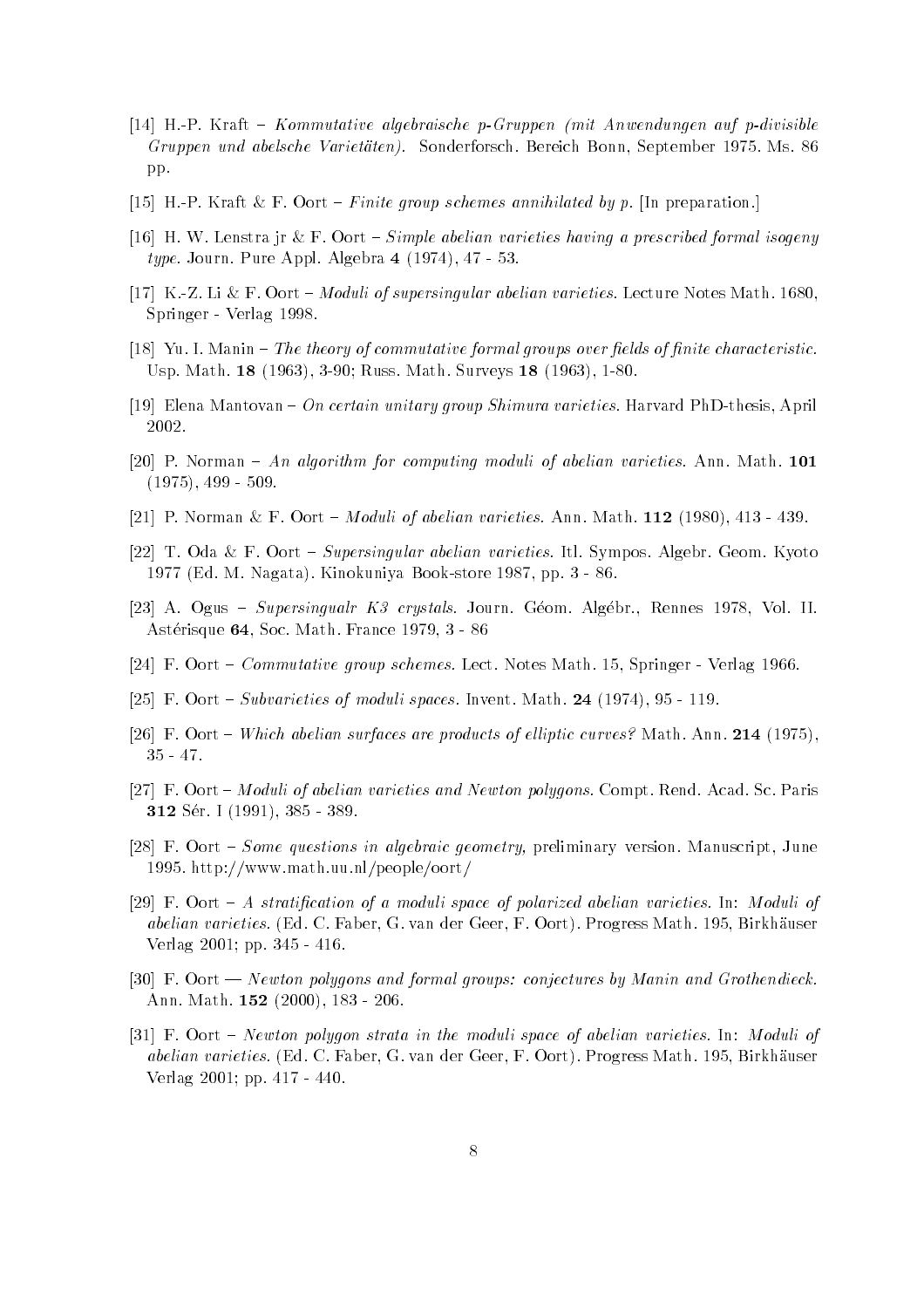[14] H.-P. Kraft – *Kommutative algebraische p-Gruppen (mit Anwendungen auf p-divisible Gruppen und abelsche Varietäten).* Sonderforsch. Bereich Bonn, September 1975. Ms. 86 pp.

[15] H.-P. Kraft & F. Oort – *Finite group schemes annihilated by p.* [In preparation.]

[16] H. W. Lenstra jr & F. Oort – *Simple abelian varieties having a prescribed formal isogeny type.* Journ. Pure Appl. Algebra **4** (1974), 47 - 53.

[17] K.-Z. Li & F. Oort – *Moduli of supersingular abelian varieties.* Lecture Notes Math. 1680, Springer - Verlag 1998.

[18] Yu. I. Manin – *The theory of commutative formal groups over fields of finite characteristic.* Usp. Math. **18** (1963), 3-90; Russ. Math. Surveys **18** (1963), 1-80.

[19] Elena Mantovan – *On certain unitary group Shimura varieties.* Harvard PhD-thesis, April 2002.

[20] P. Norman – *An algorithm for computing moduli of abelian varieties.* Ann. Math. **101** (1975), 499 - 509.

[21] P. Norman & F. Oort – *Moduli of abelian varieties.* Ann. Math. **112** (1980), 413 - 439.

[22] T. Oda & F. Oort – *Supersingular abelian varieties.* Itl. Sympos. Algebr. Geom. Kyoto 1977 (Ed. M. Nagata). Kinokuniya Book-store 1987, pp. 3 - 86.

[23] A. Ogus – *Supersingualr K3 crystals.* Journ. Géom. Algébr., Rennes 1978, Vol. II. Astérisque **64**, Soc. Math. France 1979, 3 - 86

[24] F. Oort – *Commutative group schemes.* Lect. Notes Math. 15, Springer - Verlag 1966.

[25] F. Oort – *Subvarieties of moduli spaces.* Invent. Math. **24** (1974), 95 - 119.

[26] F. Oort – *Which abelian surfaces are products of elliptic curves?* Math. Ann. **214** (1975), 35 - 47.

[27] F. Oort – *Moduli of abelian varieties and Newton polygons.* Compt. Rend. Acad. Sc. Paris **312** Sér. I (1991), 385 - 389.

[28] F. Oort – *Some questions in algebraic geometry,* preliminary version. Manuscript, June 1995. http://www.math.uu.nl/people/oort/

[29] F. Oort – *A stratification of a moduli space of polarized abelian varieties.* In: *Moduli of abelian varieties.* (Ed. C. Faber, G. van der Geer, F. Oort). Progress Math. 195, Birkhäuser Verlag 2001; pp. 345 - 416.

[30] F. Oort — *Newton polygons and formal groups: conjectures by Manin and Grothendieck.* Ann. Math. **152** (2000), 183 - 206.

[31] F. Oort – *Newton polygon strata in the moduli space of abelian varieties.* In: *Moduli of abelian varieties.* (Ed. C. Faber, G. van der Geer, F. Oort). Progress Math. 195, Birkhäuser Verlag 2001; pp. 417 - 440.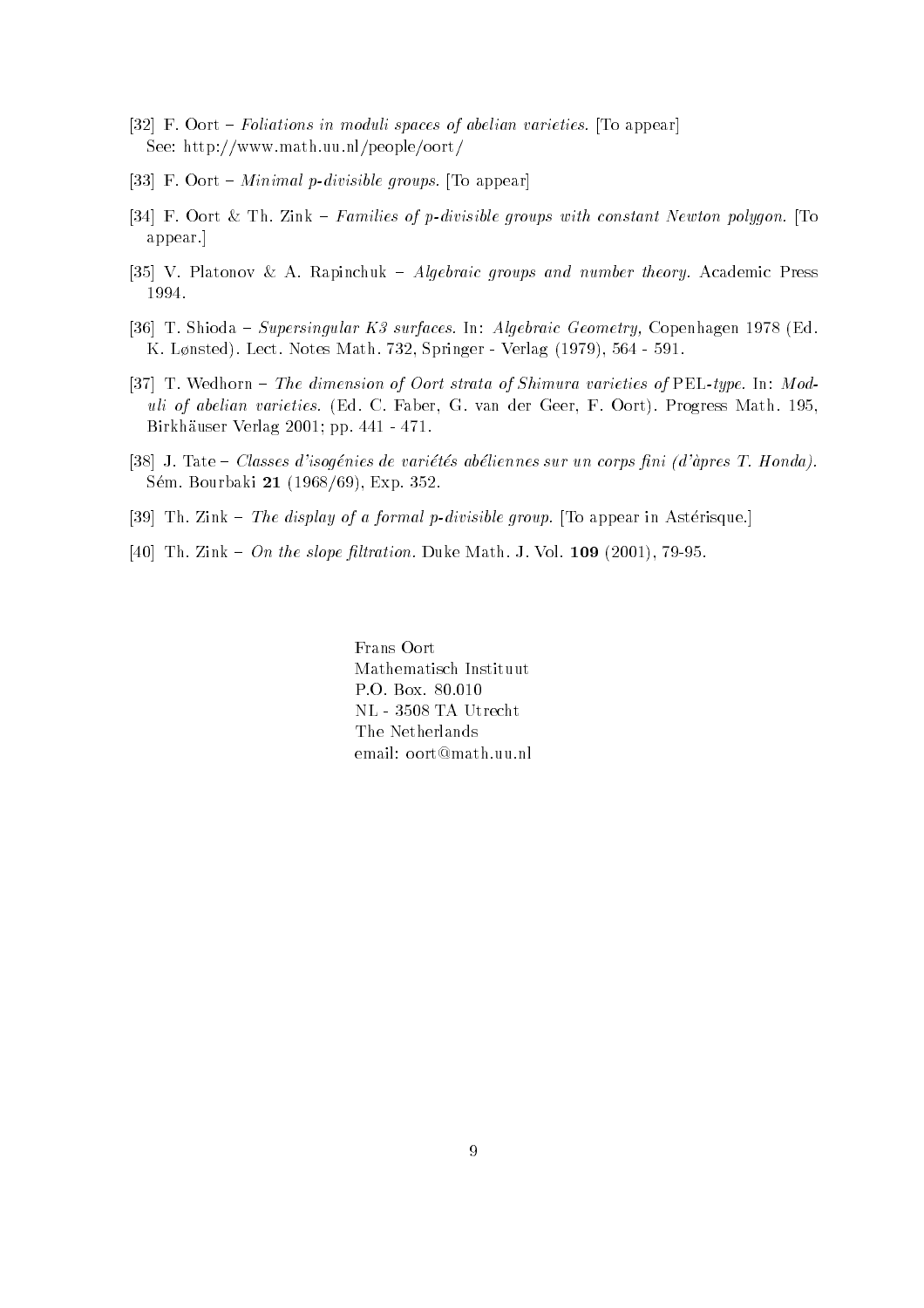[32] F. Oort – *Foliations in moduli spaces of abelian varieties.* [To appear] See: http://www.math.uu.nl/people/oort/

[33] F. Oort – *Minimal p-divisible groups.* [To appear]

[34] F. Oort & Th. Zink – *Families of p-divisible groups with constant Newton polygon.* [To appear.]

[35] V. Platonov & A. Rapinchuk – *Algebraic groups and number theory.* Academic Press 1994.

[36] T. Shioda – *Supersingular K3 surfaces.* In: *Algebraic Geometry,* Copenhagen 1978 (Ed. K. Lønsted). Lect. Notes Math. 732, Springer - Verlag (1979), 564 - 591.

[37] T. Wedhorn – *The dimension of Oort strata of Shimura varieties of* PEL*-type.* In: *Moduli of abelian varieties.* (Ed. C. Faber, G. van der Geer, F. Oort). Progress Math. 195, Birkhäuser Verlag 2001; pp. 441 - 471.

[38] J. Tate – *Classes d'isogénies de variétés abéliennes sur un corps fini (d'àpres T. Honda).* Sém. Bourbaki **21** (1968/69), Exp. 352.

[39] Th. Zink – *The display of a formal p-divisible group.* [To appear in Astérisque.]

[40] Th. Zink – *On the slope filtration.* Duke Math. J. Vol. **109** (2001), 79-95.

Frans Oort
Mathematisch Instituut
P.O. Box. 80.010
NL - 3508 TA Utrecht
The Netherlands
email: oort@math.uu.nl